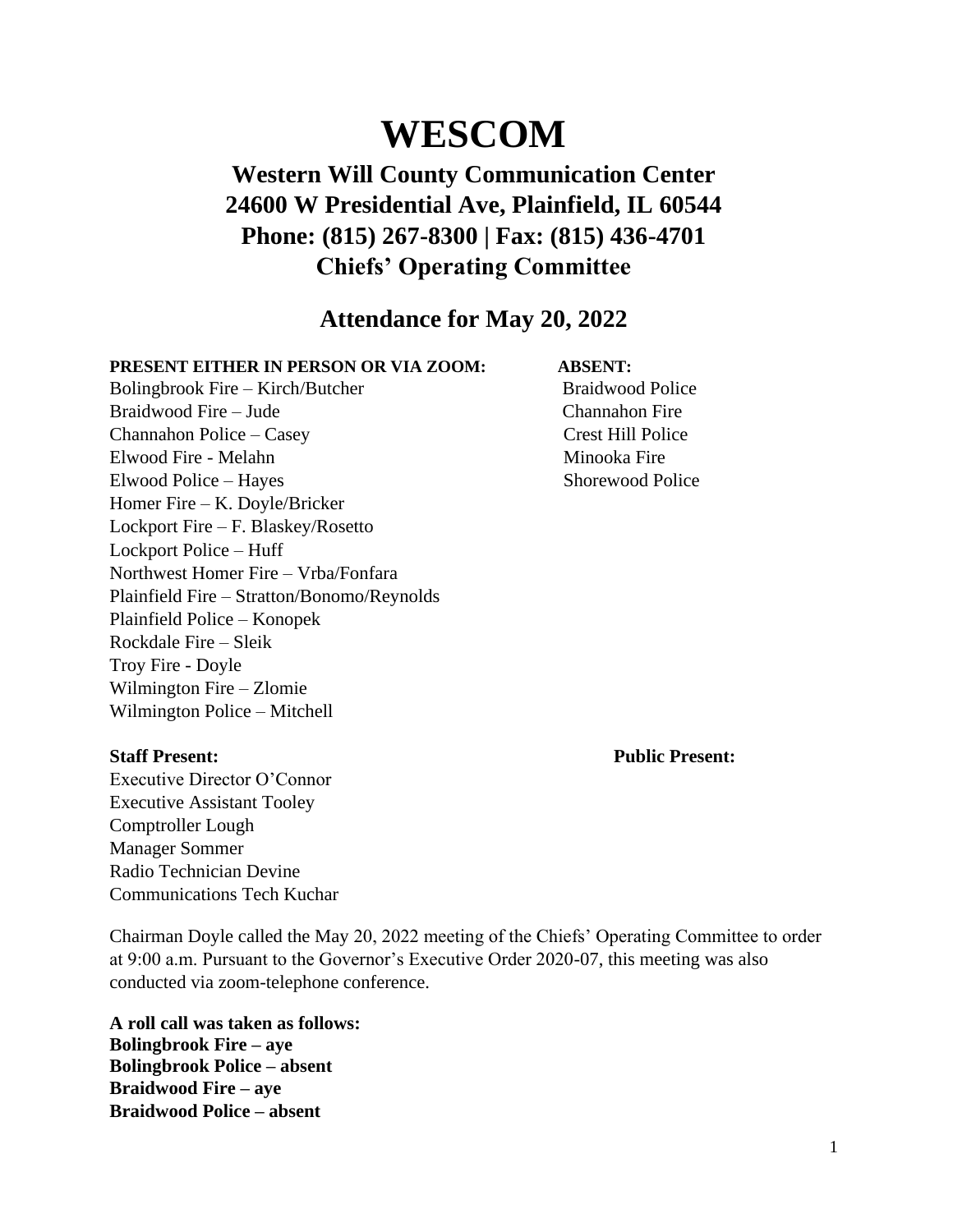# WESCOM

## Western Will County Communication Center
## 24600 W Presidential Ave, Plainfield, IL 60544
## Phone: (815) 267-8300 | Fax: (815) 436-4701
## Chiefs' Operating Committee

## Attendance for May 20, 2022

**PRESENT EITHER IN PERSON OR VIA ZOOM:**

Bolingbrook Fire – Kirch/Butcher
Braidwood Fire – Jude
Channahon Police – Casey
Elwood Fire - Melahn
Elwood Police – Hayes
Homer Fire – K. Doyle/Bricker
Lockport Fire – F. Blaskey/Rosetto
Lockport Police – Huff
Northwest Homer Fire – Vrba/Fonfara
Plainfield Fire – Stratton/Bonomo/Reynolds
Plainfield Police – Konopek
Rockdale Fire – Sleik
Troy Fire - Doyle
Wilmington Fire – Zlomie
Wilmington Police – Mitchell

**ABSENT:**

Braidwood Police
Channahon Fire
Crest Hill Police
Minooka Fire
Shorewood Police

**Staff Present:**

Executive Director O'Connor
Executive Assistant Tooley
Comptroller Lough
Manager Sommer
Radio Technician Devine
Communications Tech Kuchar

**Public Present:**

Chairman Doyle called the May 20, 2022 meeting of the Chiefs' Operating Committee to order at 9:00 a.m. Pursuant to the Governor's Executive Order 2020-07, this meeting was also conducted via zoom-telephone conference.

**A roll call was taken as follows:**
**Bolingbrook Fire – aye**
**Bolingbrook Police – absent**
**Braidwood Fire – aye**
**Braidwood Police – absent**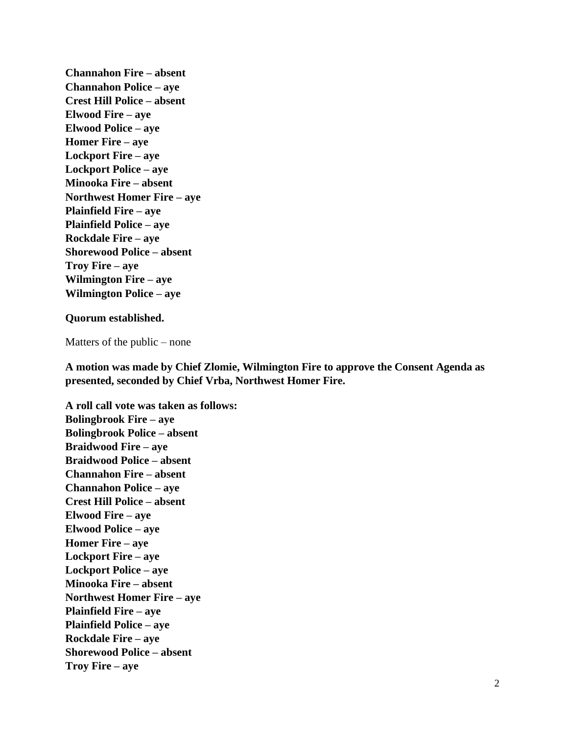**Channahon Fire – absent**
**Channahon Police – aye**
**Crest Hill Police – absent**
**Elwood Fire – aye**
**Elwood Police – aye**
**Homer Fire – aye**
**Lockport Fire – aye**
**Lockport Police – aye**
**Minooka Fire – absent**
**Northwest Homer Fire – aye**
**Plainfield Fire – aye**
**Plainfield Police – aye**
**Rockdale Fire – aye**
**Shorewood Police – absent**
**Troy Fire – aye**
**Wilmington Fire – aye**
**Wilmington Police – aye**

**Quorum established.**

Matters of the public – none

**A motion was made by Chief Zlomie, Wilmington Fire to approve the Consent Agenda as presented, seconded by Chief Vrba, Northwest Homer Fire.**

**A roll call vote was taken as follows:**
**Bolingbrook Fire – aye**
**Bolingbrook Police – absent**
**Braidwood Fire – aye**
**Braidwood Police – absent**
**Channahon Fire – absent**
**Channahon Police – aye**
**Crest Hill Police – absent**
**Elwood Fire – aye**
**Elwood Police – aye**
**Homer Fire – aye**
**Lockport Fire – aye**
**Lockport Police – aye**
**Minooka Fire – absent**
**Northwest Homer Fire – aye**
**Plainfield Fire – aye**
**Plainfield Police – aye**
**Rockdale Fire – aye**
**Shorewood Police – absent**
**Troy Fire – aye**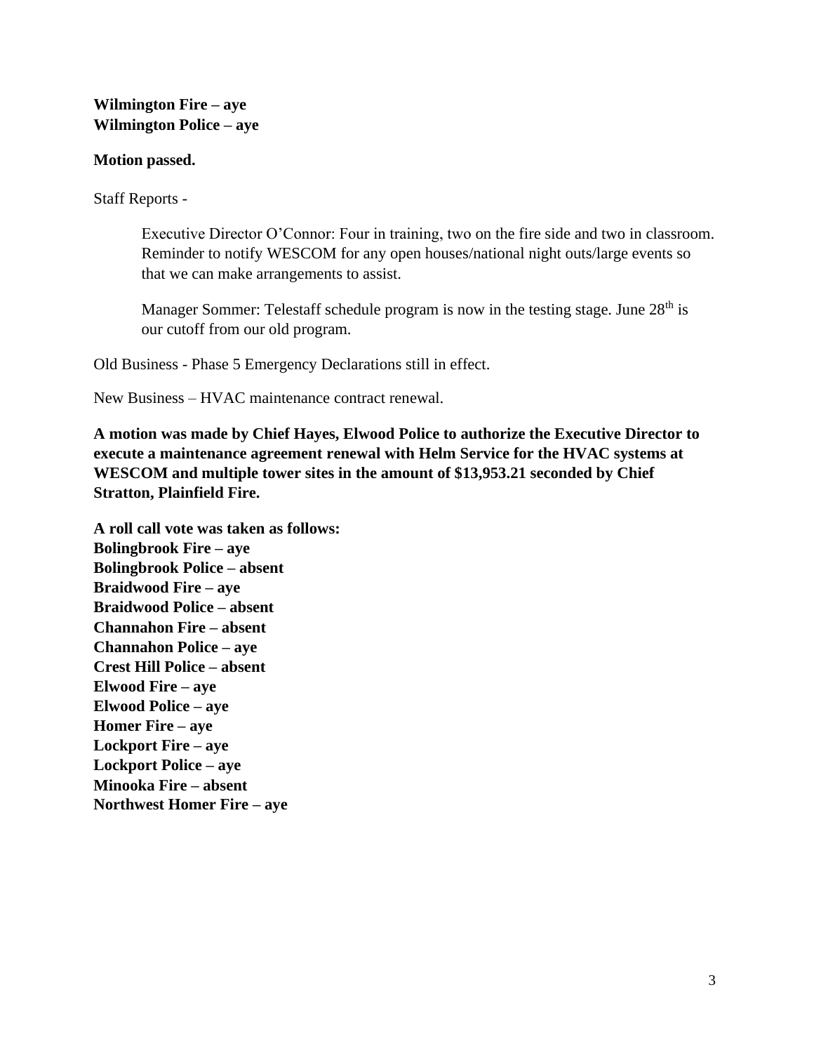**Wilmington Fire – aye**
**Wilmington Police – aye**

**Motion passed.**

Staff Reports -

> Executive Director O'Connor: Four in training, two on the fire side and two in classroom. Reminder to notify WESCOM for any open houses/national night outs/large events so that we can make arrangements to assist.
>
> Manager Sommer: Telestaff schedule program is now in the testing stage. June 28th is our cutoff from our old program.

Old Business - Phase 5 Emergency Declarations still in effect.

New Business – HVAC maintenance contract renewal.

**A motion was made by Chief Hayes, Elwood Police to authorize the Executive Director to execute a maintenance agreement renewal with Helm Service for the HVAC systems at WESCOM and multiple tower sites in the amount of $13,953.21 seconded by Chief Stratton, Plainfield Fire.**

**A roll call vote was taken as follows:**
**Bolingbrook Fire – aye**
**Bolingbrook Police – absent**
**Braidwood Fire – aye**
**Braidwood Police – absent**
**Channahon Fire – absent**
**Channahon Police – aye**
**Crest Hill Police – absent**
**Elwood Fire – aye**
**Elwood Police – aye**
**Homer Fire – aye**
**Lockport Fire – aye**
**Lockport Police – aye**
**Minooka Fire – absent**
**Northwest Homer Fire – aye**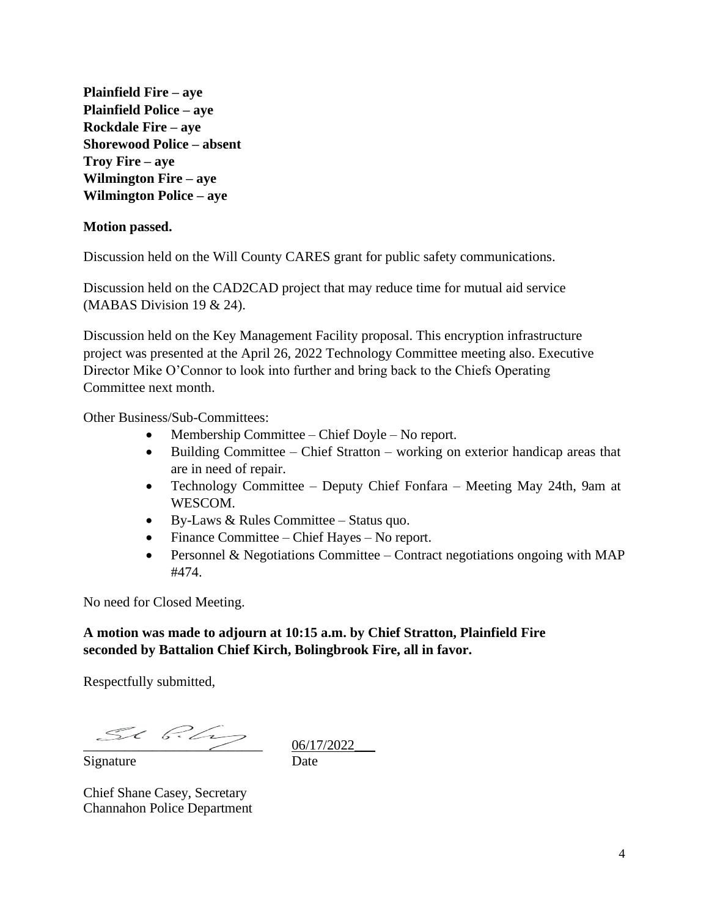**Plainfield Fire – aye**
**Plainfield Police – aye**
**Rockdale Fire – aye**
**Shorewood Police – absent**
**Troy Fire – aye**
**Wilmington Fire – aye**
**Wilmington Police – aye**

**Motion passed.**

Discussion held on the Will County CARES grant for public safety communications.

Discussion held on the CAD2CAD project that may reduce time for mutual aid service (MABAS Division 19 & 24).

Discussion held on the Key Management Facility proposal. This encryption infrastructure project was presented at the April 26, 2022 Technology Committee meeting also. Executive Director Mike O'Connor to look into further and bring back to the Chiefs Operating Committee next month.

Other Business/Sub-Committees:

- Membership Committee – Chief Doyle – No report.
- Building Committee – Chief Stratton – working on exterior handicap areas that are in need of repair.
- Technology Committee – Deputy Chief Fonfara – Meeting May 24th, 9am at WESCOM.
- By-Laws & Rules Committee – Status quo.
- Finance Committee – Chief Hayes – No report.
- Personnel & Negotiations Committee – Contract negotiations ongoing with MAP #474.

No need for Closed Meeting.

**A motion was made to adjourn at 10:15 a.m. by Chief Stratton, Plainfield Fire seconded by Battalion Chief Kirch, Bolingbrook Fire, all in favor.**

Respectfully submitted,

_________________________ 06/17/2022___

Signature Date

Chief Shane Casey, Secretary
Channahon Police Department